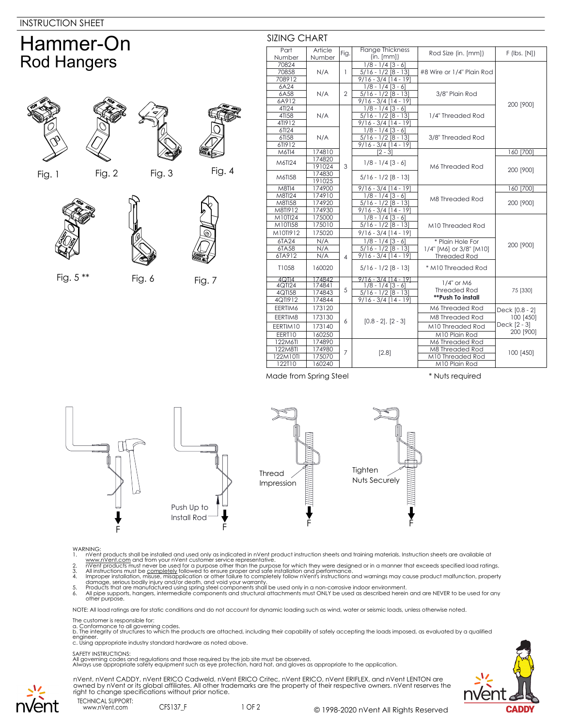INSTRUCTION SHEET

# Hammer-On
## Rod Hangers

Fig. 1 Fig. 2 Fig. 3 Fig. 4

Fig. 5 ** Fig. 6 Fig. 7

## SIZING CHART

| Part Number | Article Number | Fig. | Flange Thickness (in. [mm]) | Rod Size (in. [mm]) | F (lbs. [N]) |
|---|---|---|---|---|---|
| 70824 | N/A | 1 | 1/8 - 1/4 [3 - 6] | #8 Wire or 1/4" Plain Rod | 200 [900] |
| 70858 | | | 5/16 - 1/2 [8 - 13] | | |
| 708912 | | | 9/16 - 3/4 [14 - 19] | | |
| 6A24 | N/A | 2 | 1/8 - 1/4 [3 - 6] | 3/8" Plain Rod | |
| 6A58 | | | 5/16 - 1/2 [8 - 13] | | |
| 6A912 | | | 9/16 - 3/4 [14 - 19] | | |
| 4TI24 | N/A | 3 | 1/8 - 1/4 [3 - 6] | 1/4" Threaded Rod | |
| 4TI58 | | | 5/16 - 1/2 [8 - 13] | | |
| 4TI912 | | | 9/16 - 3/4 [14 - 19] | | |
| 6TI24 | N/A | | 1/8 - 1/4 [3 - 6] | 3/8" Threaded Rod | |
| 6TI58 | | | 5/16 - 1/2 [8 - 13] | | |
| 6TI912 | | | 9/16 - 3/4 [14 - 19] | | |
| M6TI4 | 174810 | | [2 - 3] | M6 Threaded Rod | 160 [700] |
| M6TI24 | 174820 / 191024 | | 1/8 - 1/4 [3 - 6] | | 200 [900] |
| M6TI58 | 174830 / 191025 | | 5/16 - 1/2 [8 - 13] | | |
| M8TI4 | 174900 | | 9/16 - 3/4 [14 - 19] | M8 Threaded Rod | 160 [700] |
| M8TI24 | 174910 | | 1/8 - 1/4 [3 - 6] | | 200 [900] |
| M8TI58 | 174920 | | 5/16 - 1/2 [8 - 13] | | |
| M8TI912 | 174930 | | 9/16 - 3/4 [14 - 19] | | |
| M10TI24 | 175000 | | 1/8 - 1/4 [3 - 6] | M10 Threaded Rod | 200 [900] |
| M10TI58 | 175010 | | 5/16 - 1/2 [8 - 13] | | |
| M10TI912 | 175020 | | 9/16 - 3/4 [14 - 19] | | |
| 6TA24 | N/A | 4 | 1/8 - 1/4 [3 - 6] | * Plain Hole For 1/4" [M6] or 3/8" [M10] Threaded Rod | |
| 6TA58 | N/A | | 5/16 - 1/2 [8 - 13] | | |
| 6TA912 | N/A | | 9/16 - 3/4 [14 - 19] | | |
| T1058 | 160020 | | 5/16 - 1/2 [8 - 13] | * M10 Threaded Rod | |
| 4QTI4 | 174842 | 5 | 9/16 - 3/4 [14 - 19] | 1/4" or M6 Threaded Rod **Push To install** | 75 [330] |
| 4QTI24 | 174841 | | 1/8 - 1/4 [3 - 6] | | |
| 4QTI58 | 174843 | | 5/16 - 1/2 [8 - 13] | | |
| 4QTI912 | 174844 | | 9/16 - 3/4 [14 - 19] | | |
| EERTIM6 | 173120 | 6 | [0.8 - 2], [2 - 3] | M6 Threaded Rod | Deck [0.8 - 2] 100 [450] Deck [2 - 3] 200 [900] |
| EERTIM8 | 173130 | | | M8 Threaded Rod | |
| EERTIM10 | 173140 | | | M10 Threaded Rod | |
| EERT10 | 160250 | | | M10 Plain Rod | |
| 122M6TI | 174890 | 7 | [2.8] | M6 Threaded Rod | 100 [450] |
| 122M8TI | 174980 | | | M8 Threaded Rod | |
| 122M10TI | 175070 | | | M10 Threaded Rod | |
| 122T10 | 160240 | | | M10 Plain Rod | |

Made from Spring Steel

* Nuts required

F — Push Up to Install Rod — F — Thread Impression — F — Tighten Nuts Securely — F

WARNING:
1. nVent products shall be installed and used only as indicated in nVent product instruction sheets and training materials. Instruction sheets are available at www.nVent.com and from your nVent customer service representative.
2. nVent products must never be used for a purpose other than the purpose for which they were designed or in a manner that exceeds specified load ratings.
3. All instructions must be completely followed to ensure proper and safe installation and performance.
4. Improper installation, misuse, misapplication or other failure to completely follow nVent's instructions and warnings may cause product malfunction, property damage, serious bodily injury and/or death, and void your warranty.
5. Products that are manufactured using spring steel components shall be used only in a non-corrosive indoor environment.
6. All pipe supports, hangers, intermediate components and structural attachments must ONLY be used as described herein and are NEVER to be used for any other purpose.

NOTE: All load ratings are for static conditions and do not account for dynamic loading such as wind, water or seismic loads, unless otherwise noted.

The customer is responsible for:
a. Conformance to all governing codes.
b. The integrity of structures to which the products are attached, including their capability of safely accepting the loads imposed, as evaluated by a qualified engineer.
c. Using appropriate industry standard hardware as noted above.

SAFETY INSTRUCTIONS:
All governing codes and regulations and those required by the job site must be observed.
Always use appropriate safety equipment such as eye protection, hard hat, and gloves as appropriate to the application.

nVent, nVent CADDY, nVent ERICO Cadweld, nVent ERICO Critec, nVent ERICO, nVent ERIFLEX, and nVent LENTON are owned by nVent or its global affiliates. All other trademarks are the property of their respective owners. nVent reserves the right to change specifications without prior notice.

TECHNICAL SUPPORT:
www.nVent.com

CFS137_F

© 1998-2020 nVent All Rights Reserved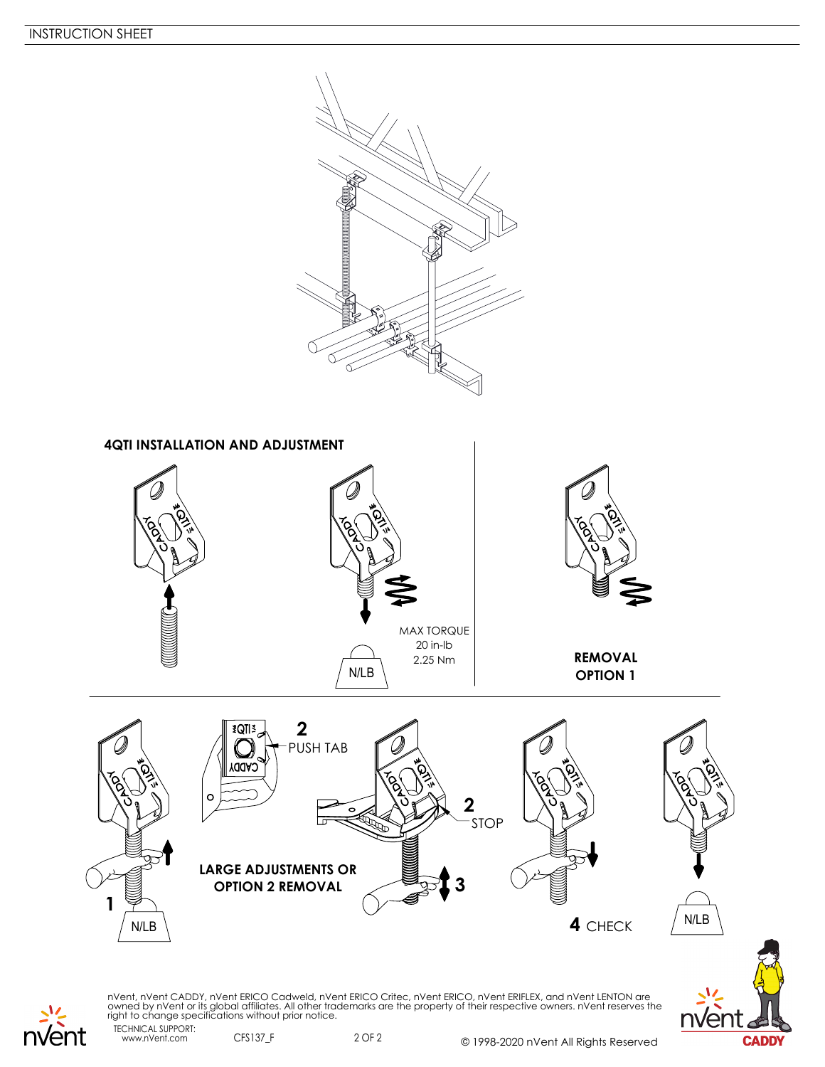## 4QTI INSTALLATION AND ADJUSTMENT

MAX TORQUE
20 in-lb
2.25 Nm

N/LB

**REMOVAL OPTION 1**

1

N/LB

2 PUSH TAB

**LARGE ADJUSTMENTS OR OPTION 2 REMOVAL**

2 STOP

3

4 CHECK

N/LB

nVent, nVent CADDY, nVent ERICO Cadweld, nVent ERICO Critec, nVent ERICO, nVent ERIFLEX, and nVent LENTON are owned by nVent or its global affiliates. All other trademarks are the property of their respective owners. nVent reserves the right to change specifications without prior notice.

TECHNICAL SUPPORT:
www.nVent.com

CFS137_F

© 1998-2020 nVent All Rights Reserved